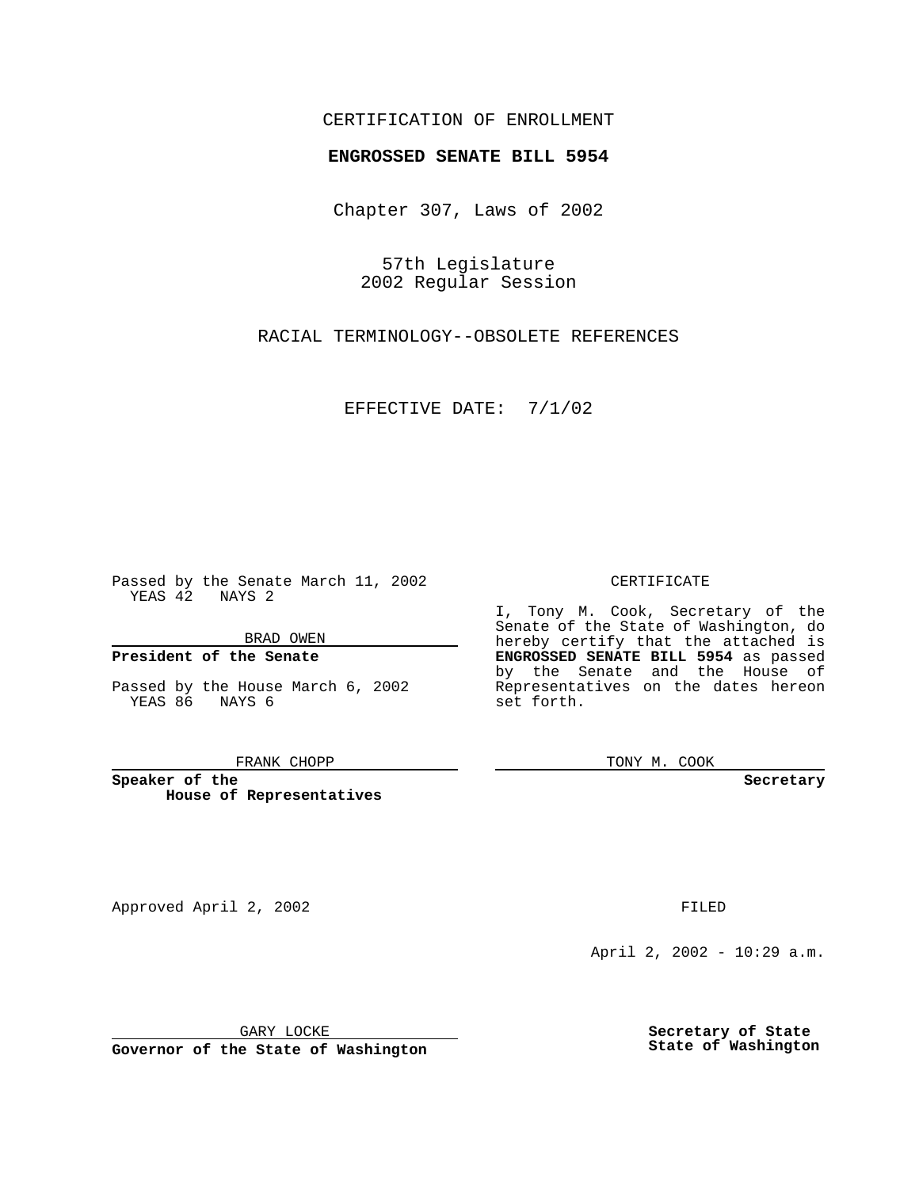CERTIFICATION OF ENROLLMENT

**ENGROSSED SENATE BILL 5954**

Chapter 307, Laws of 2002

57th Legislature
2002 Regular Session

RACIAL TERMINOLOGY--OBSOLETE REFERENCES

EFFECTIVE DATE: 7/1/02

Passed by the Senate March 11, 2002
YEAS 42 NAYS 2

BRAD OWEN

**President of the Senate**

Passed by the House March 6, 2002
YEAS 86 NAYS 6

FRANK CHOPP

**Speaker of the House of Representatives**

CERTIFICATE

I, Tony M. Cook, Secretary of the Senate of the State of Washington, do hereby certify that the attached is **ENGROSSED SENATE BILL 5954** as passed by the Senate and the House of Representatives on the dates hereon set forth.

TONY M. COOK

**Secretary**

Approved April 2, 2002

GARY LOCKE

**Governor of the State of Washington**

FILED

April 2, 2002 - 10:29 a.m.

**Secretary of State**
**State of Washington**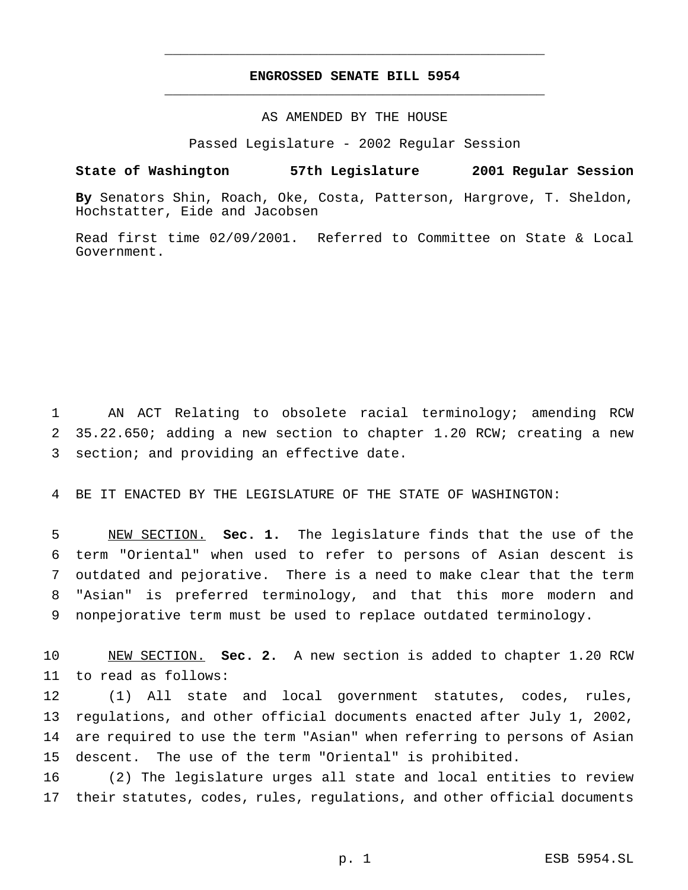# ENGROSSED SENATE BILL 5954

AS AMENDED BY THE HOUSE

Passed Legislature - 2002 Regular Session

**State of Washington 57th Legislature 2001 Regular Session**

**By** Senators Shin, Roach, Oke, Costa, Patterson, Hargrove, T. Sheldon, Hochstatter, Eide and Jacobsen

Read first time 02/09/2001. Referred to Committee on State & Local Government.

1 AN ACT Relating to obsolete racial terminology; amending RCW 2 35.22.650; adding a new section to chapter 1.20 RCW; creating a new 3 section; and providing an effective date.

4 BE IT ENACTED BY THE LEGISLATURE OF THE STATE OF WASHINGTON:

5 NEW SECTION. **Sec. 1.** The legislature finds that the use of the 6 term "Oriental" when used to refer to persons of Asian descent is 7 outdated and pejorative. There is a need to make clear that the term 8 "Asian" is preferred terminology, and that this more modern and 9 nonpejorative term must be used to replace outdated terminology.

10 NEW SECTION. **Sec. 2.** A new section is added to chapter 1.20 RCW 11 to read as follows:

12 (1) All state and local government statutes, codes, rules, 13 regulations, and other official documents enacted after July 1, 2002, 14 are required to use the term "Asian" when referring to persons of Asian 15 descent. The use of the term "Oriental" is prohibited.

16 (2) The legislature urges all state and local entities to review 17 their statutes, codes, rules, regulations, and other official documents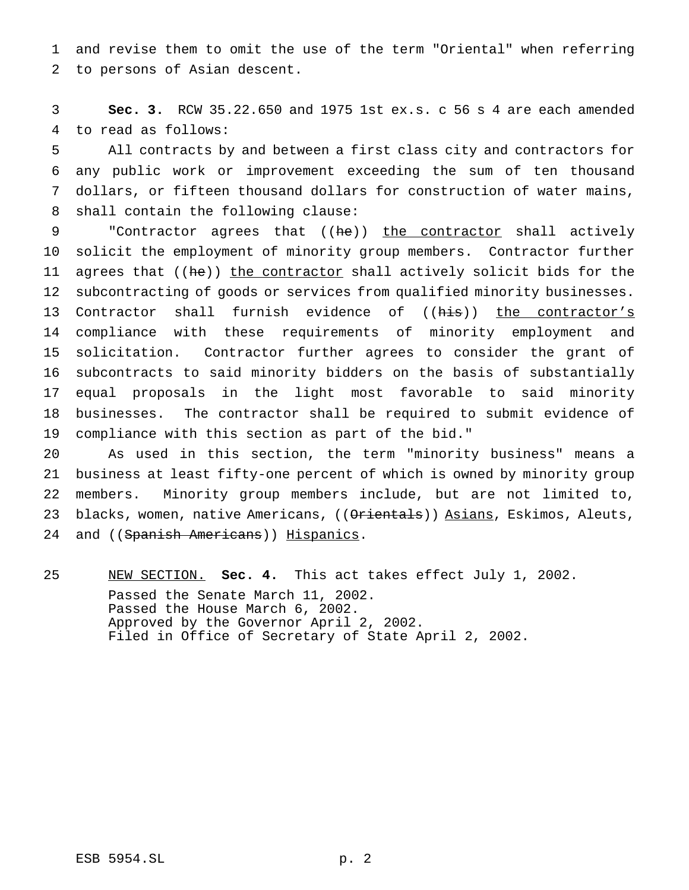and revise them to omit the use of the term "Oriental" when referring to persons of Asian descent.

**Sec. 3.** RCW 35.22.650 and 1975 1st ex.s. c 56 s 4 are each amended to read as follows:

All contracts by and between a first class city and contractors for any public work or improvement exceeding the sum of ten thousand dollars, or fifteen thousand dollars for construction of water mains, shall contain the following clause:

"Contractor agrees that ((~~he~~)) <u>the contractor</u> shall actively solicit the employment of minority group members. Contractor further agrees that ((~~he~~)) <u>the contractor</u> shall actively solicit bids for the subcontracting of goods or services from qualified minority businesses. Contractor shall furnish evidence of ((~~his~~)) <u>the contractor's</u> compliance with these requirements of minority employment and solicitation. Contractor further agrees to consider the grant of subcontracts to said minority bidders on the basis of substantially equal proposals in the light most favorable to said minority businesses. The contractor shall be required to submit evidence of compliance with this section as part of the bid."

As used in this section, the term "minority business" means a business at least fifty-one percent of which is owned by minority group members. Minority group members include, but are not limited to, blacks, women, native Americans, ((~~Orientals~~)) <u>Asians</u>, Eskimos, Aleuts, and ((~~Spanish Americans~~)) <u>Hispanics</u>.

<u>NEW SECTION.</u> **Sec. 4.** This act takes effect July 1, 2002.

Passed the Senate March 11, 2002.
Passed the House March 6, 2002.
Approved by the Governor April 2, 2002.
Filed in Office of Secretary of State April 2, 2002.